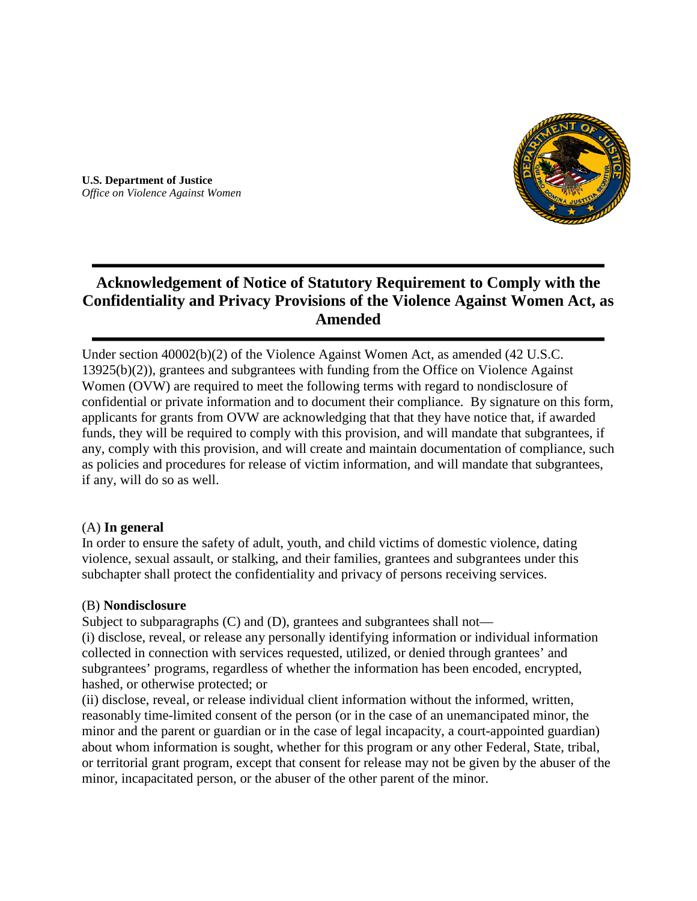**U.S. Department of Justice**
*Office on Violence Against Women*

# Acknowledgement of Notice of Statutory Requirement to Comply with the Confidentiality and Privacy Provisions of the Violence Against Women Act, as Amended

Under section 40002(b)(2) of the Violence Against Women Act, as amended (42 U.S.C. 13925(b)(2)), grantees and subgrantees with funding from the Office on Violence Against Women (OVW) are required to meet the following terms with regard to nondisclosure of confidential or private information and to document their compliance. By signature on this form, applicants for grants from OVW are acknowledging that that they have notice that, if awarded funds, they will be required to comply with this provision, and will mandate that subgrantees, if any, comply with this provision, and will create and maintain documentation of compliance, such as policies and procedures for release of victim information, and will mandate that subgrantees, if any, will do so as well.

(A) **In general**
In order to ensure the safety of adult, youth, and child victims of domestic violence, dating violence, sexual assault, or stalking, and their families, grantees and subgrantees under this subchapter shall protect the confidentiality and privacy of persons receiving services.

(B) **Nondisclosure**
Subject to subparagraphs (C) and (D), grantees and subgrantees shall not—
(i) disclose, reveal, or release any personally identifying information or individual information collected in connection with services requested, utilized, or denied through grantees' and subgrantees' programs, regardless of whether the information has been encoded, encrypted, hashed, or otherwise protected; or
(ii) disclose, reveal, or release individual client information without the informed, written, reasonably time-limited consent of the person (or in the case of an unemancipated minor, the minor and the parent or guardian or in the case of legal incapacity, a court-appointed guardian) about whom information is sought, whether for this program or any other Federal, State, tribal, or territorial grant program, except that consent for release may not be given by the abuser of the minor, incapacitated person, or the abuser of the other parent of the minor.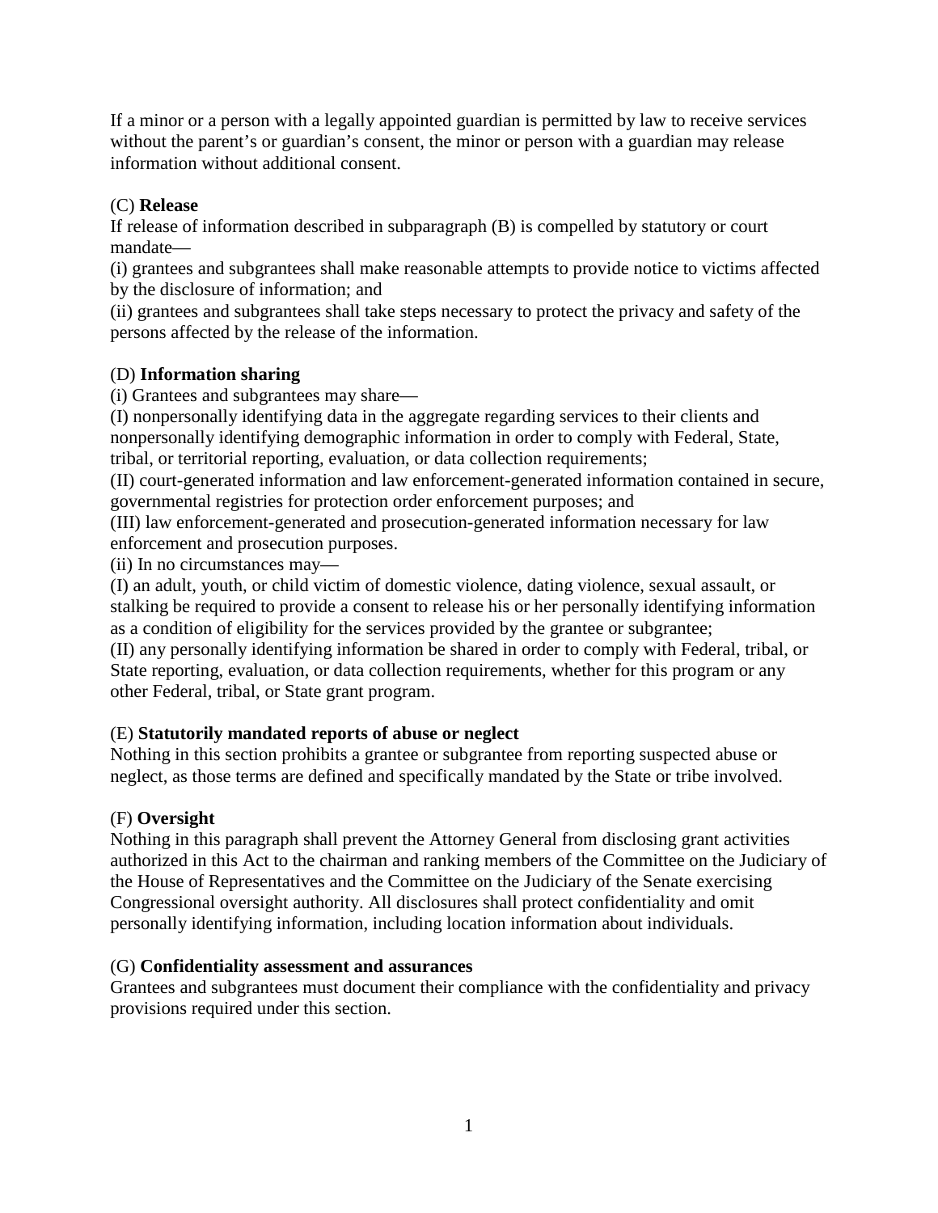If a minor or a person with a legally appointed guardian is permitted by law to receive services without the parent's or guardian's consent, the minor or person with a guardian may release information without additional consent.

(C) **Release**
If release of information described in subparagraph (B) is compelled by statutory or court mandate—
(i) grantees and subgrantees shall make reasonable attempts to provide notice to victims affected by the disclosure of information; and
(ii) grantees and subgrantees shall take steps necessary to protect the privacy and safety of the persons affected by the release of the information.

(D) **Information sharing**
(i) Grantees and subgrantees may share—
(I) nonpersonally identifying data in the aggregate regarding services to their clients and nonpersonally identifying demographic information in order to comply with Federal, State, tribal, or territorial reporting, evaluation, or data collection requirements;
(II) court-generated information and law enforcement-generated information contained in secure, governmental registries for protection order enforcement purposes; and
(III) law enforcement-generated and prosecution-generated information necessary for law enforcement and prosecution purposes.
(ii) In no circumstances may—
(I) an adult, youth, or child victim of domestic violence, dating violence, sexual assault, or stalking be required to provide a consent to release his or her personally identifying information as a condition of eligibility for the services provided by the grantee or subgrantee;
(II) any personally identifying information be shared in order to comply with Federal, tribal, or State reporting, evaluation, or data collection requirements, whether for this program or any other Federal, tribal, or State grant program.

(E) **Statutorily mandated reports of abuse or neglect**
Nothing in this section prohibits a grantee or subgrantee from reporting suspected abuse or neglect, as those terms are defined and specifically mandated by the State or tribe involved.

(F) **Oversight**
Nothing in this paragraph shall prevent the Attorney General from disclosing grant activities authorized in this Act to the chairman and ranking members of the Committee on the Judiciary of the House of Representatives and the Committee on the Judiciary of the Senate exercising Congressional oversight authority. All disclosures shall protect confidentiality and omit personally identifying information, including location information about individuals.

(G) **Confidentiality assessment and assurances**
Grantees and subgrantees must document their compliance with the confidentiality and privacy provisions required under this section.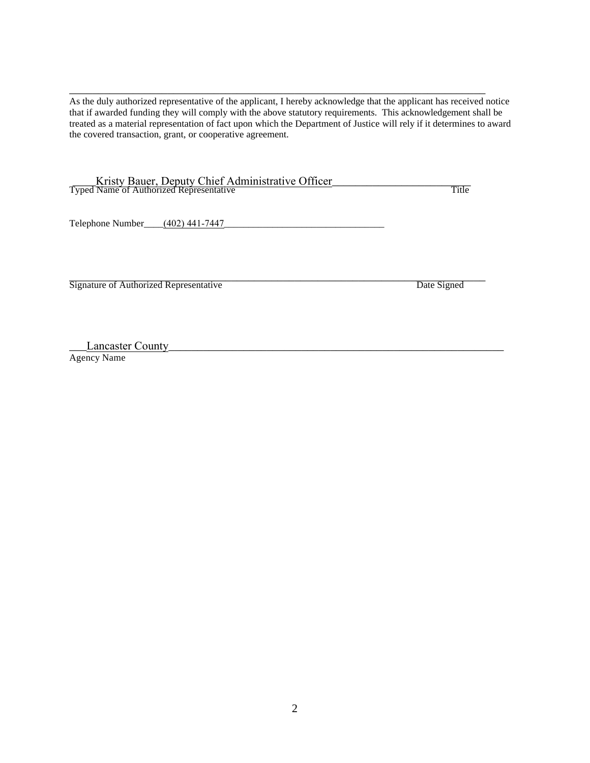As the duly authorized representative of the applicant, I hereby acknowledge that the applicant has received notice that if awarded funding they will comply with the above statutory requirements. This acknowledgement shall be treated as a material representation of fact upon which the Department of Justice will rely if it determines to award the covered transaction, grant, or cooperative agreement.

____Kristy Bauer, Deputy Chief Administrative Officer________________________

Typed Name of Authorized Representative Title

Telephone Number____(402) 441-7447__________________________________

______________________________________________________________________

Signature of Authorized Representative Date Signed

___Lancaster County_______________________________________________________

Agency Name